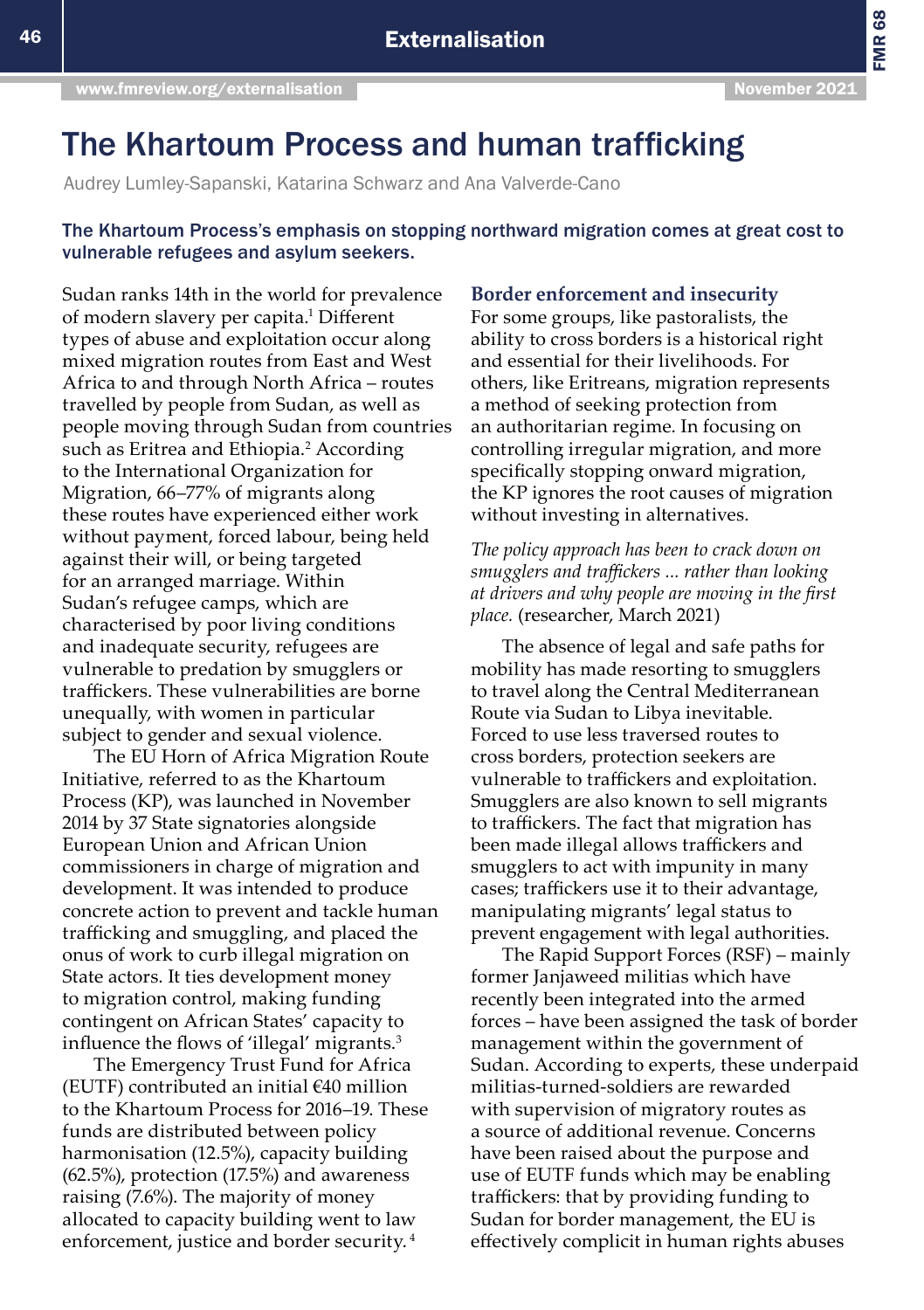# The Khartoum Process and human trafficking

Audrey Lumley-Sapanski, Katarina Schwarz and Ana Valverde-Cano

**The Khartoum Process's emphasis on stopping northward migration comes at great cost to vulnerable refugees and asylum seekers.**

Sudan ranks 14th in the world for prevalence of modern slavery per capita.[1] Different types of abuse and exploitation occur along mixed migration routes from East and West Africa to and through North Africa – routes travelled by people from Sudan, as well as people moving through Sudan from countries such as Eritrea and Ethiopia.[2] According to the International Organization for Migration, 66–77% of migrants along these routes have experienced either work without payment, forced labour, being held against their will, or being targeted for an arranged marriage. Within Sudan's refugee camps, which are characterised by poor living conditions and inadequate security, refugees are vulnerable to predation by smugglers or traffickers. These vulnerabilities are borne unequally, with women in particular subject to gender and sexual violence.

The EU Horn of Africa Migration Route Initiative, referred to as the Khartoum Process (KP), was launched in November 2014 by 37 State signatories alongside European Union and African Union commissioners in charge of migration and development. It was intended to produce concrete action to prevent and tackle human trafficking and smuggling, and placed the onus of work to curb illegal migration on State actors. It ties development money to migration control, making funding contingent on African States' capacity to influence the flows of 'illegal' migrants.[3]

The Emergency Trust Fund for Africa (EUTF) contributed an initial €40 million to the Khartoum Process for 2016–19. These funds are distributed between policy harmonisation (12.5%), capacity building (62.5%), protection (17.5%) and awareness raising (7.6%). The majority of money allocated to capacity building went to law enforcement, justice and border security.[4]

## Border enforcement and insecurity

For some groups, like pastoralists, the ability to cross borders is a historical right and essential for their livelihoods. For others, like Eritreans, migration represents a method of seeking protection from an authoritarian regime. In focusing on controlling irregular migration, and more specifically stopping onward migration, the KP ignores the root causes of migration without investing in alternatives.

*The policy approach has been to crack down on smugglers and traffickers ... rather than looking at drivers and why people are moving in the first place.* (researcher, March 2021)

The absence of legal and safe paths for mobility has made resorting to smugglers to travel along the Central Mediterranean Route via Sudan to Libya inevitable. Forced to use less traversed routes to cross borders, protection seekers are vulnerable to traffickers and exploitation. Smugglers are also known to sell migrants to traffickers. The fact that migration has been made illegal allows traffickers and smugglers to act with impunity in many cases; traffickers use it to their advantage, manipulating migrants' legal status to prevent engagement with legal authorities.

The Rapid Support Forces (RSF) – mainly former Janjaweed militias which have recently been integrated into the armed forces – have been assigned the task of border management within the government of Sudan. According to experts, these underpaid militias-turned-soldiers are rewarded with supervision of migratory routes as a source of additional revenue. Concerns have been raised about the purpose and use of EUTF funds which may be enabling traffickers: that by providing funding to Sudan for border management, the EU is effectively complicit in human rights abuses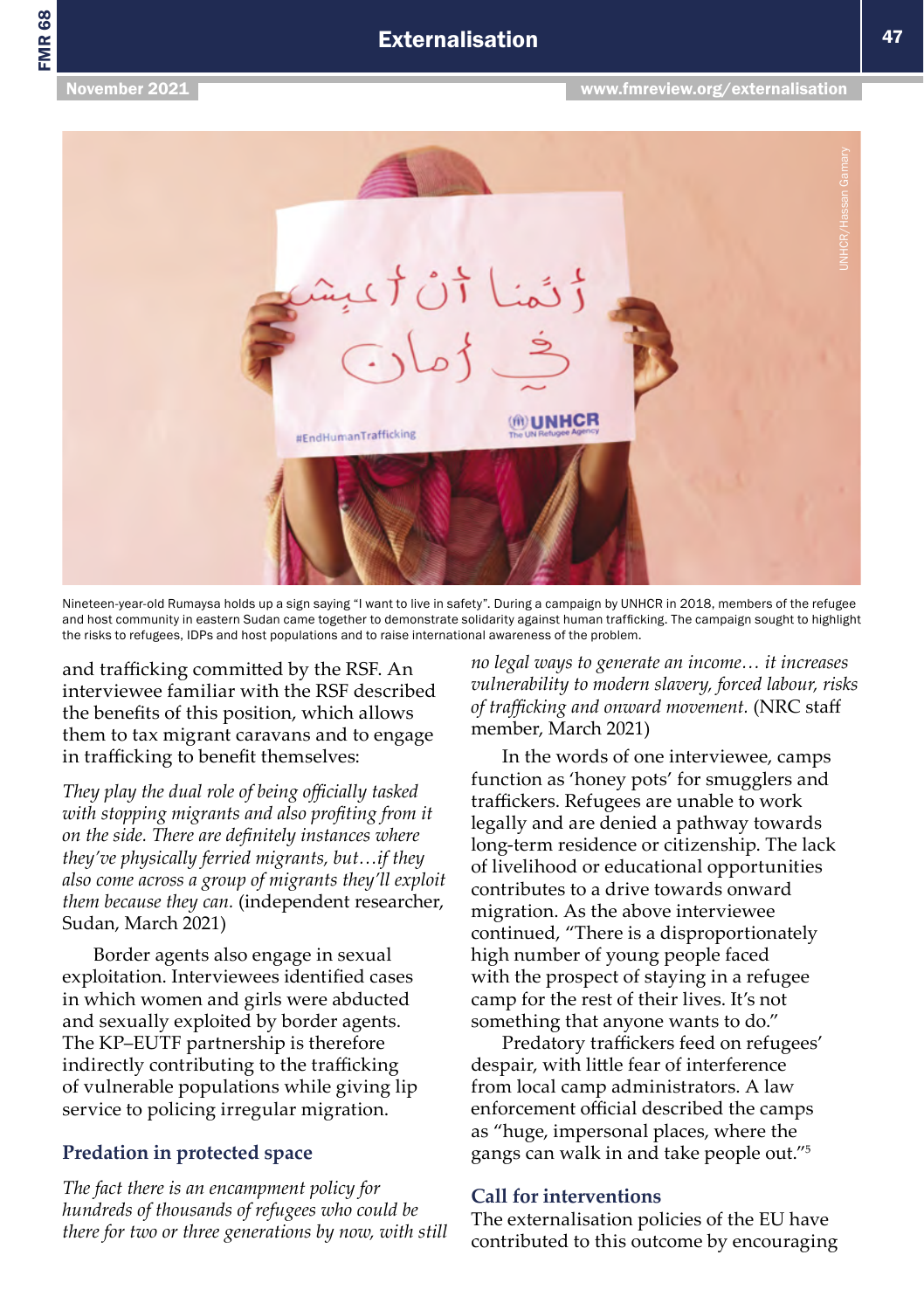Nineteen-year-old Rumaysa holds up a sign saying "I want to live in safety". During a campaign by UNHCR in 2018, members of the refugee and host community in eastern Sudan came together to demonstrate solidarity against human trafficking. The campaign sought to highlight the risks to refugees, IDPs and host populations and to raise international awareness of the problem.

and trafficking committed by the RSF. An interviewee familiar with the RSF described the benefits of this position, which allows them to tax migrant caravans and to engage in trafficking to benefit themselves:

*They play the dual role of being officially tasked with stopping migrants and also profiting from it on the side. There are definitely instances where they've physically ferried migrants, but…if they also come across a group of migrants they'll exploit them because they can.* (independent researcher, Sudan, March 2021)

Border agents also engage in sexual exploitation. Interviewees identified cases in which women and girls were abducted and sexually exploited by border agents. The KP–EUTF partnership is therefore indirectly contributing to the trafficking of vulnerable populations while giving lip service to policing irregular migration.

## Predation in protected space

*The fact there is an encampment policy for hundreds of thousands of refugees who could be there for two or three generations by now, with still no legal ways to generate an income… it increases vulnerability to modern slavery, forced labour, risks of trafficking and onward movement.* (NRC staff member, March 2021)

In the words of one interviewee, camps function as 'honey pots' for smugglers and traffickers. Refugees are unable to work legally and are denied a pathway towards long-term residence or citizenship. The lack of livelihood or educational opportunities contributes to a drive towards onward migration. As the above interviewee continued, "There is a disproportionately high number of young people faced with the prospect of staying in a refugee camp for the rest of their lives. It's not something that anyone wants to do."

Predatory traffickers feed on refugees' despair, with little fear of interference from local camp administrators. A law enforcement official described the camps as "huge, impersonal places, where the gangs can walk in and take people out."[5]

## Call for interventions

The externalisation policies of the EU have contributed to this outcome by encouraging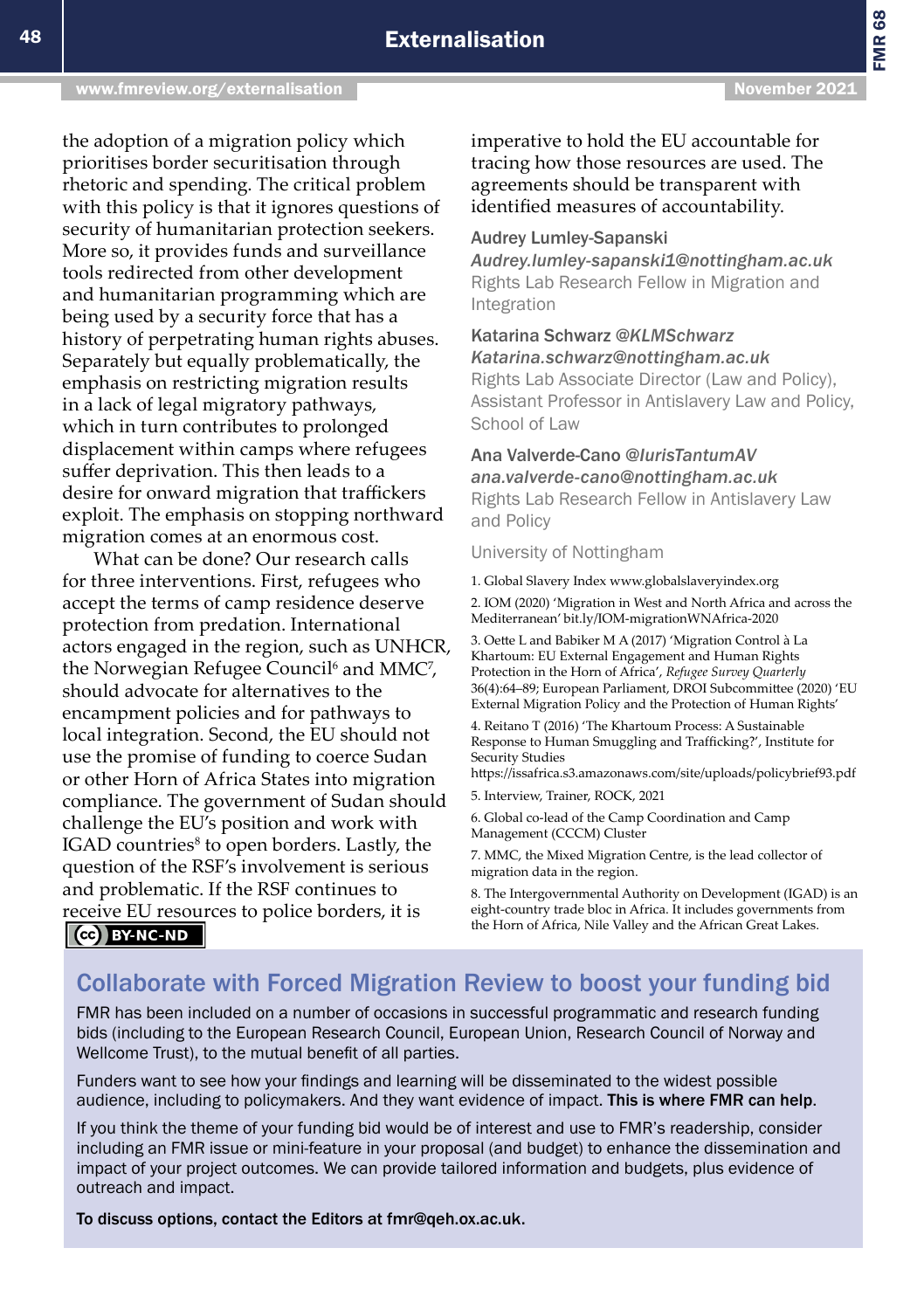the adoption of a migration policy which prioritises border securitisation through rhetoric and spending. The critical problem with this policy is that it ignores questions of security of humanitarian protection seekers. More so, it provides funds and surveillance tools redirected from other development and humanitarian programming which are being used by a security force that has a history of perpetrating human rights abuses. Separately but equally problematically, the emphasis on restricting migration results in a lack of legal migratory pathways, which in turn contributes to prolonged displacement within camps where refugees suffer deprivation. This then leads to a desire for onward migration that traffickers exploit. The emphasis on stopping northward migration comes at an enormous cost.

What can be done? Our research calls for three interventions. First, refugees who accept the terms of camp residence deserve protection from predation. International actors engaged in the region, such as UNHCR, the Norwegian Refugee Council[6] and MMC[7], should advocate for alternatives to the encampment policies and for pathways to local integration. Second, the EU should not use the promise of funding to coerce Sudan or other Horn of Africa States into migration compliance. The government of Sudan should challenge the EU's position and work with IGAD countries[8] to open borders. Lastly, the question of the RSF's involvement is serious and problematic. If the RSF continues to receive EU resources to police borders, it is imperative to hold the EU accountable for tracing how those resources are used. The agreements should be transparent with identified measures of accountability.

CC BY-NC-ND

Audrey Lumley-Sapanski
*Audrey.lumley-sapanski1@nottingham.ac.uk*
Rights Lab Research Fellow in Migration and Integration

Katarina Schwarz *@KLMSchwarz*
*Katarina.schwarz@nottingham.ac.uk*
Rights Lab Associate Director (Law and Policy), Assistant Professor in Antislavery Law and Policy, School of Law

Ana Valverde-Cano *@IurisTantumAV*
*ana.valverde-cano@nottingham.ac.uk*
Rights Lab Research Fellow in Antislavery Law and Policy

University of Nottingham

1. Global Slavery Index www.globalslaveryindex.org
2. IOM (2020) 'Migration in West and North Africa and across the Mediterranean' bit.ly/IOM-migrationWNAfrica-2020
3. Oette L and Babiker M A (2017) 'Migration Control à La Khartoum: EU External Engagement and Human Rights Protection in the Horn of Africa', *Refugee Survey Quarterly* 36(4):64–89; European Parliament, DROI Subcommittee (2020) 'EU External Migration Policy and the Protection of Human Rights'
4. Reitano T (2016) 'The Khartoum Process: A Sustainable Response to Human Smuggling and Trafficking?', Institute for Security Studies https://issafrica.s3.amazonaws.com/site/uploads/policybrief93.pdf
5. Interview, Trainer, ROCK, 2021
6. Global co-lead of the Camp Coordination and Camp Management (CCCM) Cluster
7. MMC, the Mixed Migration Centre, is the lead collector of migration data in the region.
8. The Intergovernmental Authority on Development (IGAD) is an eight-country trade bloc in Africa. It includes governments from the Horn of Africa, Nile Valley and the African Great Lakes.

## Collaborate with Forced Migration Review to boost your funding bid

FMR has been included on a number of occasions in successful programmatic and research funding bids (including to the European Research Council, European Union, Research Council of Norway and Wellcome Trust), to the mutual benefit of all parties.

Funders want to see how your findings and learning will be disseminated to the widest possible audience, including to policymakers. And they want evidence of impact. **This is where FMR can help.**

If you think the theme of your funding bid would be of interest and use to FMR's readership, consider including an FMR issue or mini-feature in your proposal (and budget) to enhance the dissemination and impact of your project outcomes. We can provide tailored information and budgets, plus evidence of outreach and impact.

**To discuss options, contact the Editors at fmr@qeh.ox.ac.uk.**